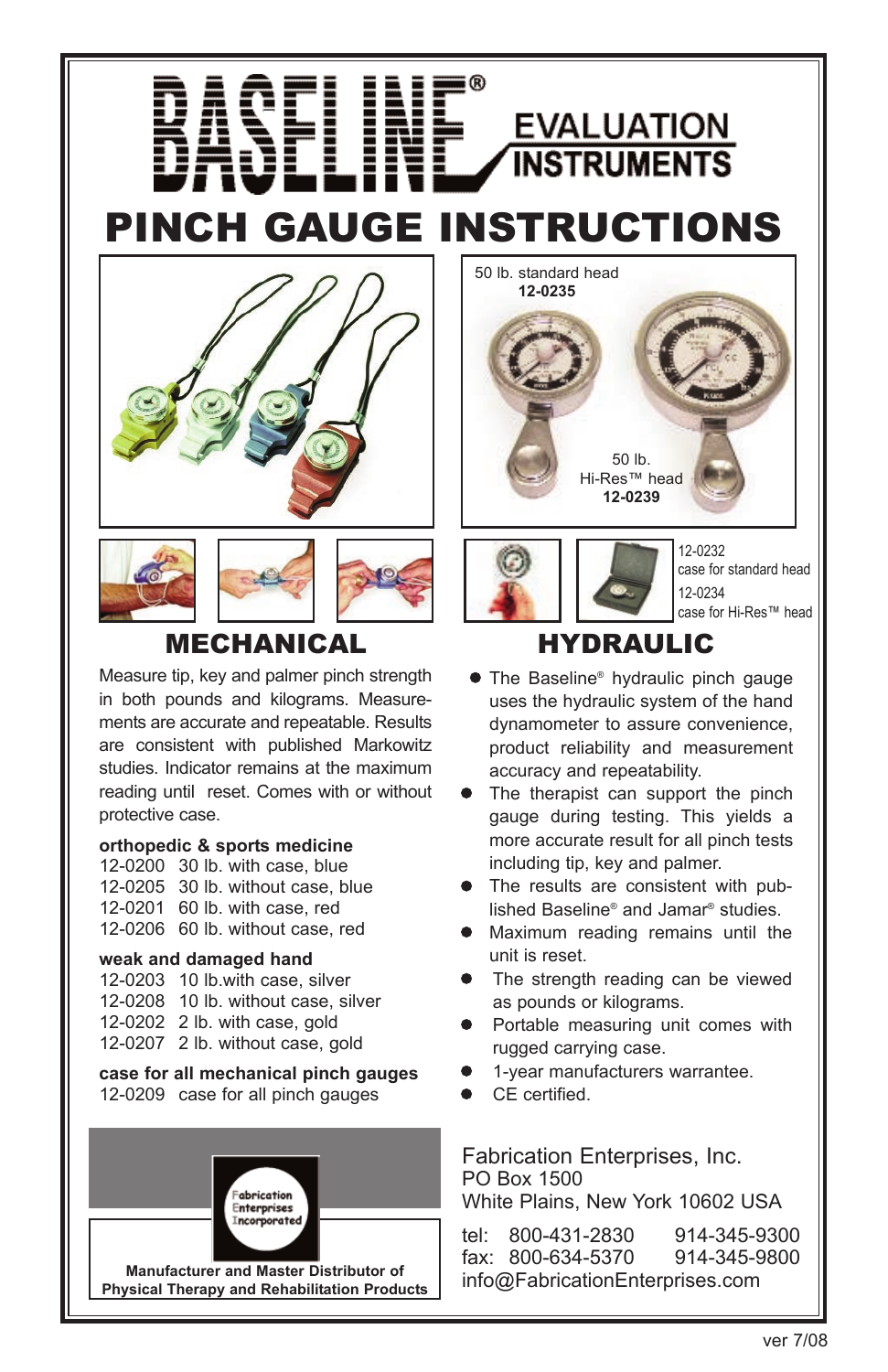# BASELINE® EVALUATION INSTRUMENTS

# PINCH GAUGE INSTRUCTIONS

50 lb. standard head
**12-0235**

50 lb.
Hi-Res™ head
**12-0239**

12-0232
case for standard head

12-0234
case for Hi-Res™ head

## MECHANICAL

Measure tip, key and palmer pinch strength in both pounds and kilograms. Measurements are accurate and repeatable. Results are consistent with published Markowitz studies. Indicator remains at the maximum reading until reset. Comes with or without protective case.

**orthopedic & sports medicine**

12-0200 30 lb. with case, blue
12-0205 30 lb. without case, blue
12-0201 60 lb. with case, red
12-0206 60 lb. without case, red

**weak and damaged hand**

12-0203 10 lb.with case, silver
12-0208 10 lb. without case, silver
12-0202 2 lb. with case, gold
12-0207 2 lb. without case, gold

**case for all mechanical pinch gauges**

12-0209 case for all pinch gauges

## HYDRAULIC

- The Baseline® hydraulic pinch gauge uses the hydraulic system of the hand dynamometer to assure convenience, product reliability and measurement accuracy and repeatability.
- The therapist can support the pinch gauge during testing. This yields a more accurate result for all pinch tests including tip, key and palmer.
- The results are consistent with published Baseline® and Jamar® studies.
- Maximum reading remains until the unit is reset.
- The strength reading can be viewed as pounds or kilograms.
- Portable measuring unit comes with rugged carrying case.
- 1-year manufacturers warrantee.
- CE certified.

Fabrication Enterprises Incorporated

**Manufacturer and Master Distributor of Physical Therapy and Rehabilitation Products**

Fabrication Enterprises, Inc.
PO Box 1500
White Plains, New York 10602 USA

tel: 800-431-2830 914-345-9300
fax: 800-634-5370 914-345-9800
info@FabricationEnterprises.com

ver 7/08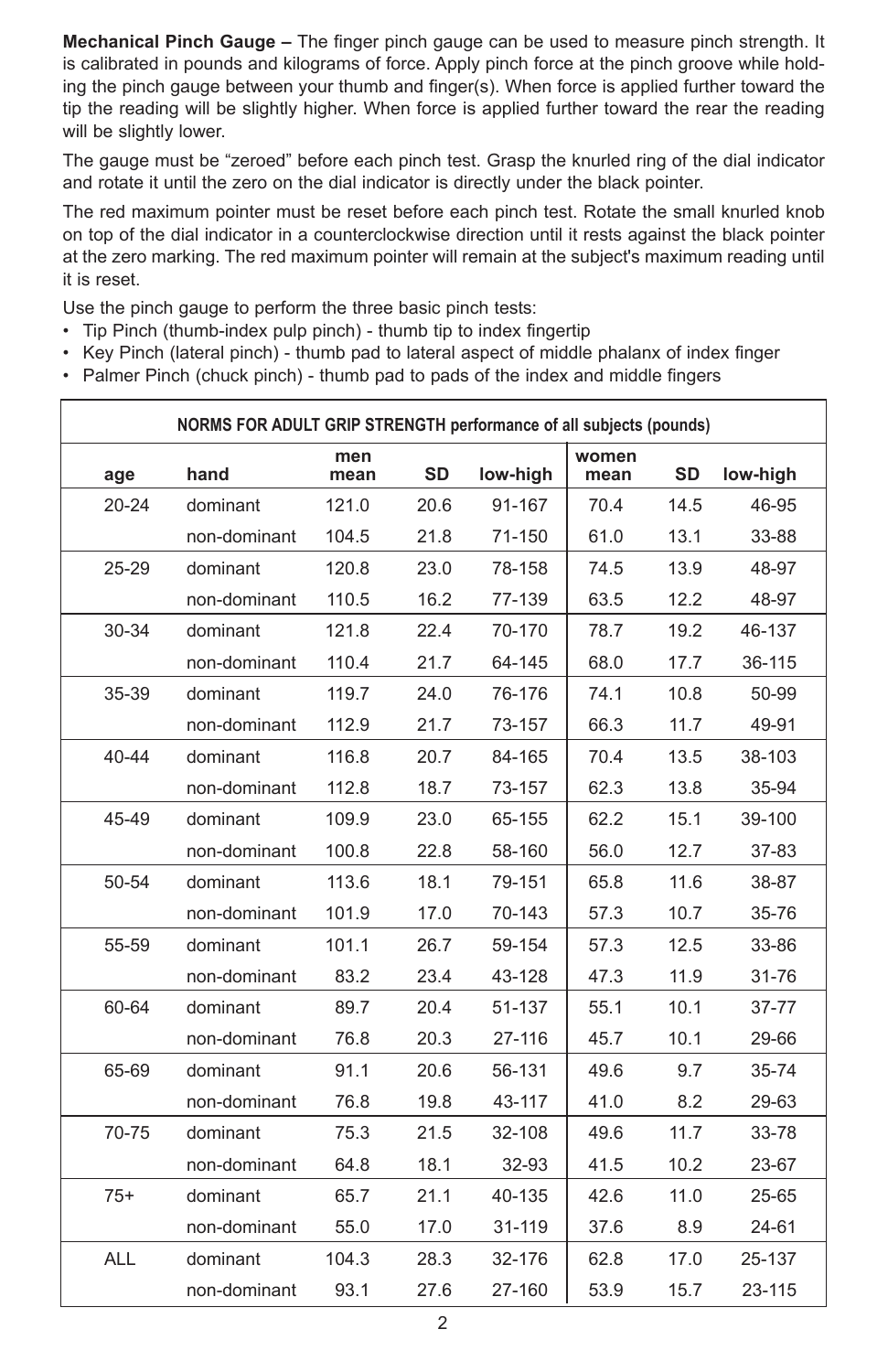**Mechanical Pinch Gauge –** The finger pinch gauge can be used to measure pinch strength. It is calibrated in pounds and kilograms of force. Apply pinch force at the pinch groove while holding the pinch gauge between your thumb and finger(s). When force is applied further toward the tip the reading will be slightly higher. When force is applied further toward the rear the reading will be slightly lower.

The gauge must be "zeroed" before each pinch test. Grasp the knurled ring of the dial indicator and rotate it until the zero on the dial indicator is directly under the black pointer.

The red maximum pointer must be reset before each pinch test. Rotate the small knurled knob on top of the dial indicator in a counterclockwise direction until it rests against the black pointer at the zero marking. The red maximum pointer will remain at the subject's maximum reading until it is reset.

Use the pinch gauge to perform the three basic pinch tests:

- Tip Pinch (thumb-index pulp pinch) - thumb tip to index fingertip
- Key Pinch (lateral pinch) - thumb pad to lateral aspect of middle phalanx of index finger
- Palmer Pinch (chuck pinch) - thumb pad to pads of the index and middle fingers

**NORMS FOR ADULT GRIP STRENGTH performance of all subjects (pounds)**

| age | hand | men mean | SD | low-high | women mean | SD | low-high |
|---|---|---|---|---|---|---|---|
| 20-24 | dominant | 121.0 | 20.6 | 91-167 | 70.4 | 14.5 | 46-95 |
| | non-dominant | 104.5 | 21.8 | 71-150 | 61.0 | 13.1 | 33-88 |
| 25-29 | dominant | 120.8 | 23.0 | 78-158 | 74.5 | 13.9 | 48-97 |
| | non-dominant | 110.5 | 16.2 | 77-139 | 63.5 | 12.2 | 48-97 |
| 30-34 | dominant | 121.8 | 22.4 | 70-170 | 78.7 | 19.2 | 46-137 |
| | non-dominant | 110.4 | 21.7 | 64-145 | 68.0 | 17.7 | 36-115 |
| 35-39 | dominant | 119.7 | 24.0 | 76-176 | 74.1 | 10.8 | 50-99 |
| | non-dominant | 112.9 | 21.7 | 73-157 | 66.3 | 11.7 | 49-91 |
| 40-44 | dominant | 116.8 | 20.7 | 84-165 | 70.4 | 13.5 | 38-103 |
| | non-dominant | 112.8 | 18.7 | 73-157 | 62.3 | 13.8 | 35-94 |
| 45-49 | dominant | 109.9 | 23.0 | 65-155 | 62.2 | 15.1 | 39-100 |
| | non-dominant | 100.8 | 22.8 | 58-160 | 56.0 | 12.7 | 37-83 |
| 50-54 | dominant | 113.6 | 18.1 | 79-151 | 65.8 | 11.6 | 38-87 |
| | non-dominant | 101.9 | 17.0 | 70-143 | 57.3 | 10.7 | 35-76 |
| 55-59 | dominant | 101.1 | 26.7 | 59-154 | 57.3 | 12.5 | 33-86 |
| | non-dominant | 83.2 | 23.4 | 43-128 | 47.3 | 11.9 | 31-76 |
| 60-64 | dominant | 89.7 | 20.4 | 51-137 | 55.1 | 10.1 | 37-77 |
| | non-dominant | 76.8 | 20.3 | 27-116 | 45.7 | 10.1 | 29-66 |
| 65-69 | dominant | 91.1 | 20.6 | 56-131 | 49.6 | 9.7 | 35-74 |
| | non-dominant | 76.8 | 19.8 | 43-117 | 41.0 | 8.2 | 29-63 |
| 70-75 | dominant | 75.3 | 21.5 | 32-108 | 49.6 | 11.7 | 33-78 |
| | non-dominant | 64.8 | 18.1 | 32-93 | 41.5 | 10.2 | 23-67 |
| 75+ | dominant | 65.7 | 21.1 | 40-135 | 42.6 | 11.0 | 25-65 |
| | non-dominant | 55.0 | 17.0 | 31-119 | 37.6 | 8.9 | 24-61 |
| ALL | dominant | 104.3 | 28.3 | 32-176 | 62.8 | 17.0 | 25-137 |
| | non-dominant | 93.1 | 27.6 | 27-160 | 53.9 | 15.7 | 23-115 |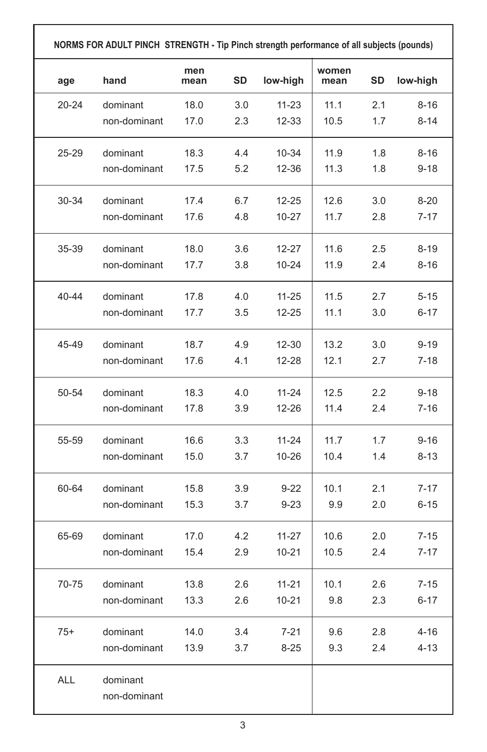**NORMS FOR ADULT PINCH STRENGTH - Tip Pinch strength performance of all subjects (pounds)**

| age | hand | men mean | SD | low-high | women mean | SD | low-high |
|---|---|---|---|---|---|---|---|
| 20-24 | dominant | 18.0 | 3.0 | 11-23 | 11.1 | 2.1 | 8-16 |
| | non-dominant | 17.0 | 2.3 | 12-33 | 10.5 | 1.7 | 8-14 |
| 25-29 | dominant | 18.3 | 4.4 | 10-34 | 11.9 | 1.8 | 8-16 |
| | non-dominant | 17.5 | 5.2 | 12-36 | 11.3 | 1.8 | 9-18 |
| 30-34 | dominant | 17.4 | 6.7 | 12-25 | 12.6 | 3.0 | 8-20 |
| | non-dominant | 17.6 | 4.8 | 10-27 | 11.7 | 2.8 | 7-17 |
| 35-39 | dominant | 18.0 | 3.6 | 12-27 | 11.6 | 2.5 | 8-19 |
| | non-dominant | 17.7 | 3.8 | 10-24 | 11.9 | 2.4 | 8-16 |
| 40-44 | dominant | 17.8 | 4.0 | 11-25 | 11.5 | 2.7 | 5-15 |
| | non-dominant | 17.7 | 3.5 | 12-25 | 11.1 | 3.0 | 6-17 |
| 45-49 | dominant | 18.7 | 4.9 | 12-30 | 13.2 | 3.0 | 9-19 |
| | non-dominant | 17.6 | 4.1 | 12-28 | 12.1 | 2.7 | 7-18 |
| 50-54 | dominant | 18.3 | 4.0 | 11-24 | 12.5 | 2.2 | 9-18 |
| | non-dominant | 17.8 | 3.9 | 12-26 | 11.4 | 2.4 | 7-16 |
| 55-59 | dominant | 16.6 | 3.3 | 11-24 | 11.7 | 1.7 | 9-16 |
| | non-dominant | 15.0 | 3.7 | 10-26 | 10.4 | 1.4 | 8-13 |
| 60-64 | dominant | 15.8 | 3.9 | 9-22 | 10.1 | 2.1 | 7-17 |
| | non-dominant | 15.3 | 3.7 | 9-23 | 9.9 | 2.0 | 6-15 |
| 65-69 | dominant | 17.0 | 4.2 | 11-27 | 10.6 | 2.0 | 7-15 |
| | non-dominant | 15.4 | 2.9 | 10-21 | 10.5 | 2.4 | 7-17 |
| 70-75 | dominant | 13.8 | 2.6 | 11-21 | 10.1 | 2.6 | 7-15 |
| | non-dominant | 13.3 | 2.6 | 10-21 | 9.8 | 2.3 | 6-17 |
| 75+ | dominant | 14.0 | 3.4 | 7-21 | 9.6 | 2.8 | 4-16 |
| | non-dominant | 13.9 | 3.7 | 8-25 | 9.3 | 2.4 | 4-13 |
| ALL | dominant | | | | | | |
| | non-dominant | | | | | | |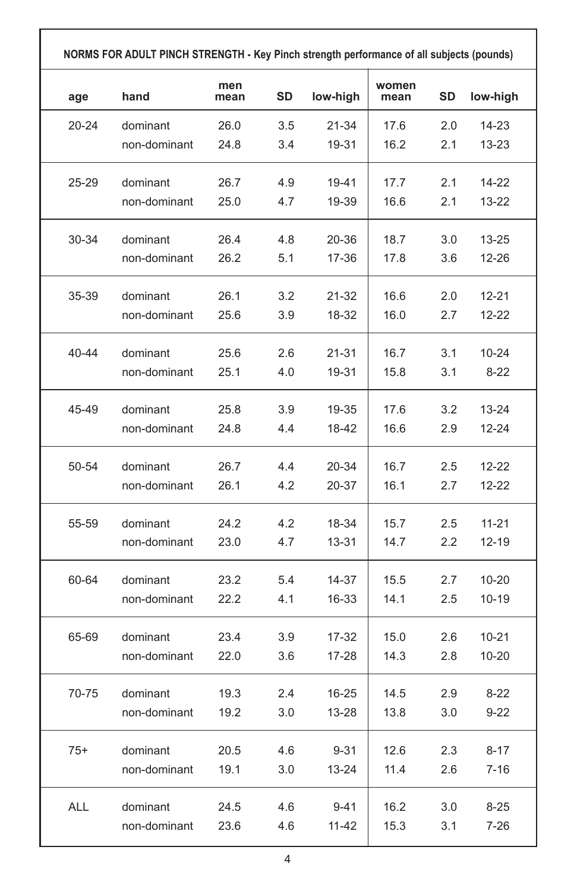**NORMS FOR ADULT PINCH STRENGTH - Key Pinch strength performance of all subjects (pounds)**

| age | hand | men mean | SD | low-high | women mean | SD | low-high |
|---|---|---|---|---|---|---|---|
| 20-24 | dominant | 26.0 | 3.5 | 21-34 | 17.6 | 2.0 | 14-23 |
| | non-dominant | 24.8 | 3.4 | 19-31 | 16.2 | 2.1 | 13-23 |
| 25-29 | dominant | 26.7 | 4.9 | 19-41 | 17.7 | 2.1 | 14-22 |
| | non-dominant | 25.0 | 4.7 | 19-39 | 16.6 | 2.1 | 13-22 |
| 30-34 | dominant | 26.4 | 4.8 | 20-36 | 18.7 | 3.0 | 13-25 |
| | non-dominant | 26.2 | 5.1 | 17-36 | 17.8 | 3.6 | 12-26 |
| 35-39 | dominant | 26.1 | 3.2 | 21-32 | 16.6 | 2.0 | 12-21 |
| | non-dominant | 25.6 | 3.9 | 18-32 | 16.0 | 2.7 | 12-22 |
| 40-44 | dominant | 25.6 | 2.6 | 21-31 | 16.7 | 3.1 | 10-24 |
| | non-dominant | 25.1 | 4.0 | 19-31 | 15.8 | 3.1 | 8-22 |
| 45-49 | dominant | 25.8 | 3.9 | 19-35 | 17.6 | 3.2 | 13-24 |
| | non-dominant | 24.8 | 4.4 | 18-42 | 16.6 | 2.9 | 12-24 |
| 50-54 | dominant | 26.7 | 4.4 | 20-34 | 16.7 | 2.5 | 12-22 |
| | non-dominant | 26.1 | 4.2 | 20-37 | 16.1 | 2.7 | 12-22 |
| 55-59 | dominant | 24.2 | 4.2 | 18-34 | 15.7 | 2.5 | 11-21 |
| | non-dominant | 23.0 | 4.7 | 13-31 | 14.7 | 2.2 | 12-19 |
| 60-64 | dominant | 23.2 | 5.4 | 14-37 | 15.5 | 2.7 | 10-20 |
| | non-dominant | 22.2 | 4.1 | 16-33 | 14.1 | 2.5 | 10-19 |
| 65-69 | dominant | 23.4 | 3.9 | 17-32 | 15.0 | 2.6 | 10-21 |
| | non-dominant | 22.0 | 3.6 | 17-28 | 14.3 | 2.8 | 10-20 |
| 70-75 | dominant | 19.3 | 2.4 | 16-25 | 14.5 | 2.9 | 8-22 |
| | non-dominant | 19.2 | 3.0 | 13-28 | 13.8 | 3.0 | 9-22 |
| 75+ | dominant | 20.5 | 4.6 | 9-31 | 12.6 | 2.3 | 8-17 |
| | non-dominant | 19.1 | 3.0 | 13-24 | 11.4 | 2.6 | 7-16 |
| ALL | dominant | 24.5 | 4.6 | 9-41 | 16.2 | 3.0 | 8-25 |
| | non-dominant | 23.6 | 4.6 | 11-42 | 15.3 | 3.1 | 7-26 |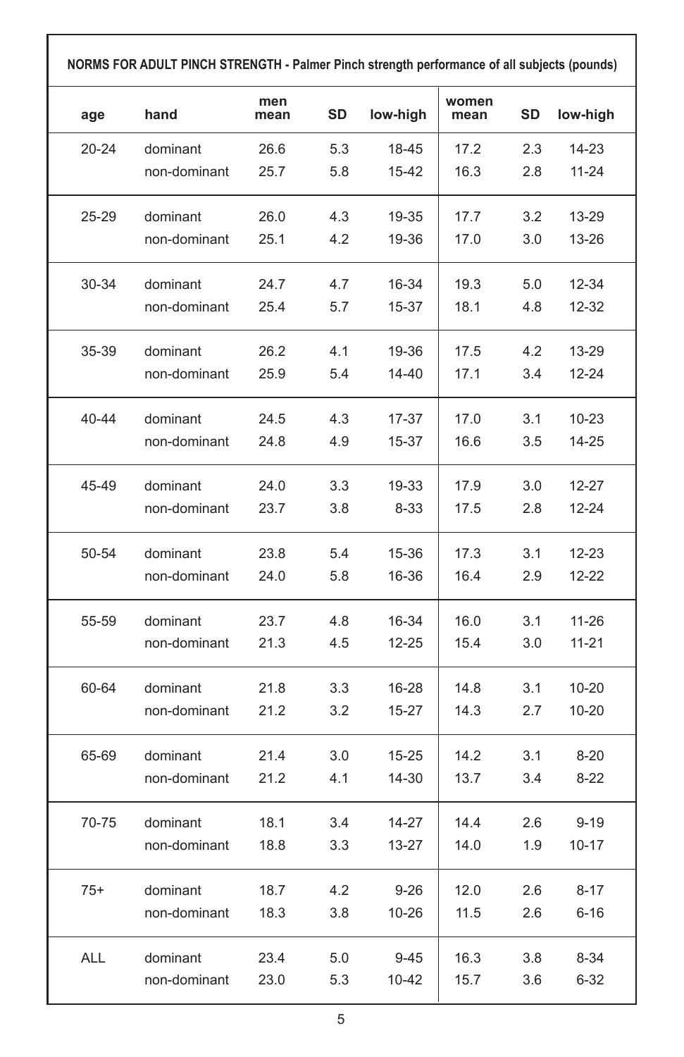**NORMS FOR ADULT PINCH STRENGTH - Palmer Pinch strength performance of all subjects (pounds)**

| age | hand | men mean | SD | low-high | women mean | SD | low-high |
|---|---|---|---|---|---|---|---|
| 20-24 | dominant | 26.6 | 5.3 | 18-45 | 17.2 | 2.3 | 14-23 |
| | non-dominant | 25.7 | 5.8 | 15-42 | 16.3 | 2.8 | 11-24 |
| 25-29 | dominant | 26.0 | 4.3 | 19-35 | 17.7 | 3.2 | 13-29 |
| | non-dominant | 25.1 | 4.2 | 19-36 | 17.0 | 3.0 | 13-26 |
| 30-34 | dominant | 24.7 | 4.7 | 16-34 | 19.3 | 5.0 | 12-34 |
| | non-dominant | 25.4 | 5.7 | 15-37 | 18.1 | 4.8 | 12-32 |
| 35-39 | dominant | 26.2 | 4.1 | 19-36 | 17.5 | 4.2 | 13-29 |
| | non-dominant | 25.9 | 5.4 | 14-40 | 17.1 | 3.4 | 12-24 |
| 40-44 | dominant | 24.5 | 4.3 | 17-37 | 17.0 | 3.1 | 10-23 |
| | non-dominant | 24.8 | 4.9 | 15-37 | 16.6 | 3.5 | 14-25 |
| 45-49 | dominant | 24.0 | 3.3 | 19-33 | 17.9 | 3.0 | 12-27 |
| | non-dominant | 23.7 | 3.8 | 8-33 | 17.5 | 2.8 | 12-24 |
| 50-54 | dominant | 23.8 | 5.4 | 15-36 | 17.3 | 3.1 | 12-23 |
| | non-dominant | 24.0 | 5.8 | 16-36 | 16.4 | 2.9 | 12-22 |
| 55-59 | dominant | 23.7 | 4.8 | 16-34 | 16.0 | 3.1 | 11-26 |
| | non-dominant | 21.3 | 4.5 | 12-25 | 15.4 | 3.0 | 11-21 |
| 60-64 | dominant | 21.8 | 3.3 | 16-28 | 14.8 | 3.1 | 10-20 |
| | non-dominant | 21.2 | 3.2 | 15-27 | 14.3 | 2.7 | 10-20 |
| 65-69 | dominant | 21.4 | 3.0 | 15-25 | 14.2 | 3.1 | 8-20 |
| | non-dominant | 21.2 | 4.1 | 14-30 | 13.7 | 3.4 | 8-22 |
| 70-75 | dominant | 18.1 | 3.4 | 14-27 | 14.4 | 2.6 | 9-19 |
| | non-dominant | 18.8 | 3.3 | 13-27 | 14.0 | 1.9 | 10-17 |
| 75+ | dominant | 18.7 | 4.2 | 9-26 | 12.0 | 2.6 | 8-17 |
| | non-dominant | 18.3 | 3.8 | 10-26 | 11.5 | 2.6 | 6-16 |
| ALL | dominant | 23.4 | 5.0 | 9-45 | 16.3 | 3.8 | 8-34 |
| | non-dominant | 23.0 | 5.3 | 10-42 | 15.7 | 3.6 | 6-32 |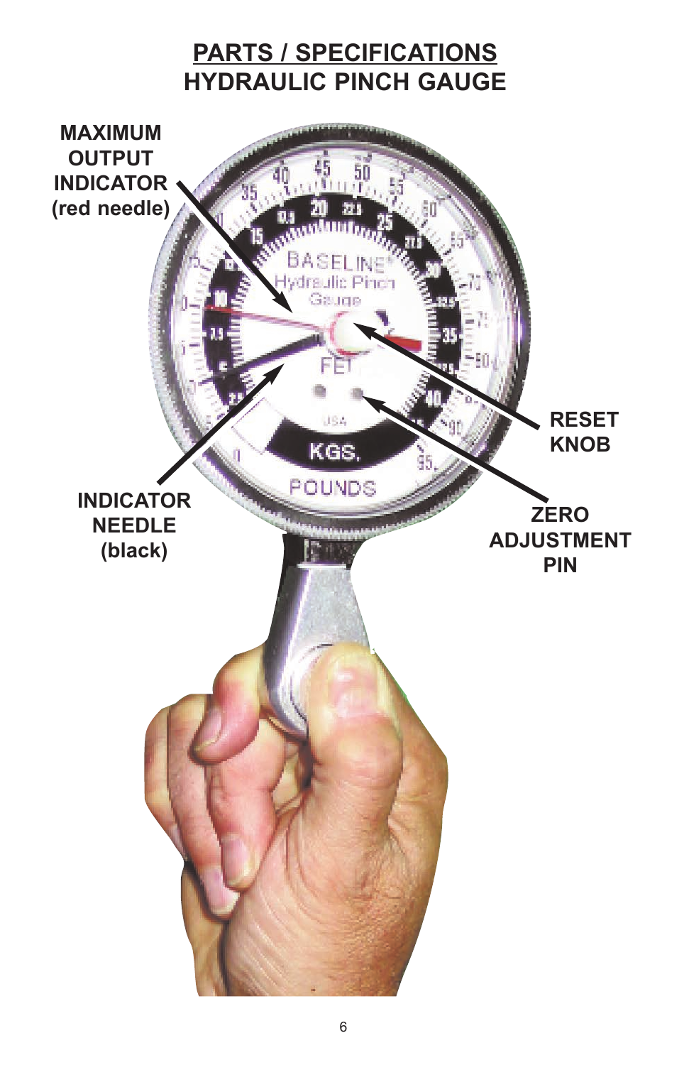# PARTS / SPECIFICATIONS
## HYDRAULIC PINCH GAUGE

**MAXIMUM OUTPUT INDICATOR (red needle)**

**RESET KNOB**

**INDICATOR NEEDLE (black)**

**ZERO ADJUSTMENT PIN**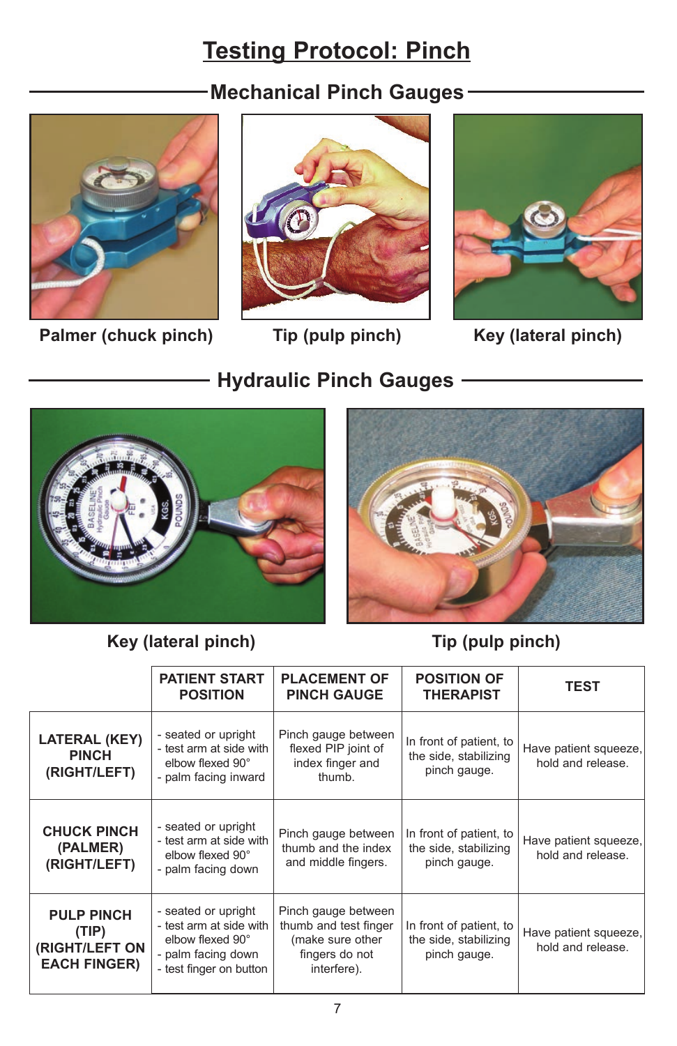# Testing Protocol: Pinch

## Mechanical Pinch Gauges

Palmer (chuck pinch)

Tip (pulp pinch)

Key (lateral pinch)

## Hydraulic Pinch Gauges

Key (lateral pinch)

Tip (pulp pinch)

| | PATIENT START POSITION | PLACEMENT OF PINCH GAUGE | POSITION OF THERAPIST | TEST |
|---|---|---|---|---|
| **LATERAL (KEY) PINCH (RIGHT/LEFT)** | - seated or upright<br>- test arm at side with elbow flexed 90°<br>- palm facing inward | Pinch gauge between flexed PIP joint of index finger and thumb. | In front of patient, to the side, stabilizing pinch gauge. | Have patient squeeze, hold and release. |
| **CHUCK PINCH (PALMER) (RIGHT/LEFT)** | - seated or upright<br>- test arm at side with elbow flexed 90°<br>- palm facing down | Pinch gauge between thumb and the index and middle fingers. | In front of patient, to the side, stabilizing pinch gauge. | Have patient squeeze, hold and release. |
| **PULP PINCH (TIP) (RIGHT/LEFT ON EACH FINGER)** | - seated or upright<br>- test arm at side with elbow flexed 90°<br>- palm facing down<br>- test finger on button | Pinch gauge between thumb and test finger (make sure other fingers do not interfere). | In front of patient, to the side, stabilizing pinch gauge. | Have patient squeeze, hold and release. |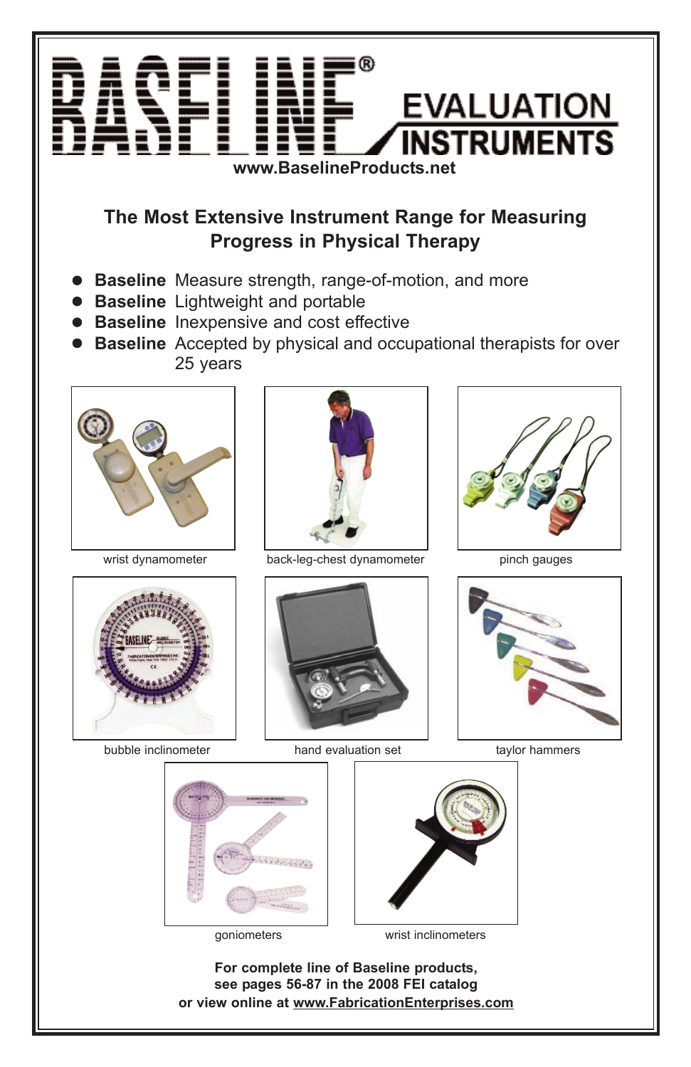# BASELINE® EVALUATION INSTRUMENTS

www.BaselineProducts.net

## The Most Extensive Instrument Range for Measuring Progress in Physical Therapy

- **Baseline** Measure strength, range-of-motion, and more
- **Baseline** Lightweight and portable
- **Baseline** Inexpensive and cost effective
- **Baseline** Accepted by physical and occupational therapists for over 25 years

wrist dynamometer

back-leg-chest dynamometer

pinch gauges

bubble inclinometer

hand evaluation set

taylor hammers

goniometers

wrist inclinometers

**For complete line of Baseline products, see pages 56-87 in the 2008 FEI catalog or view online at www.FabricationEnterprises.com**